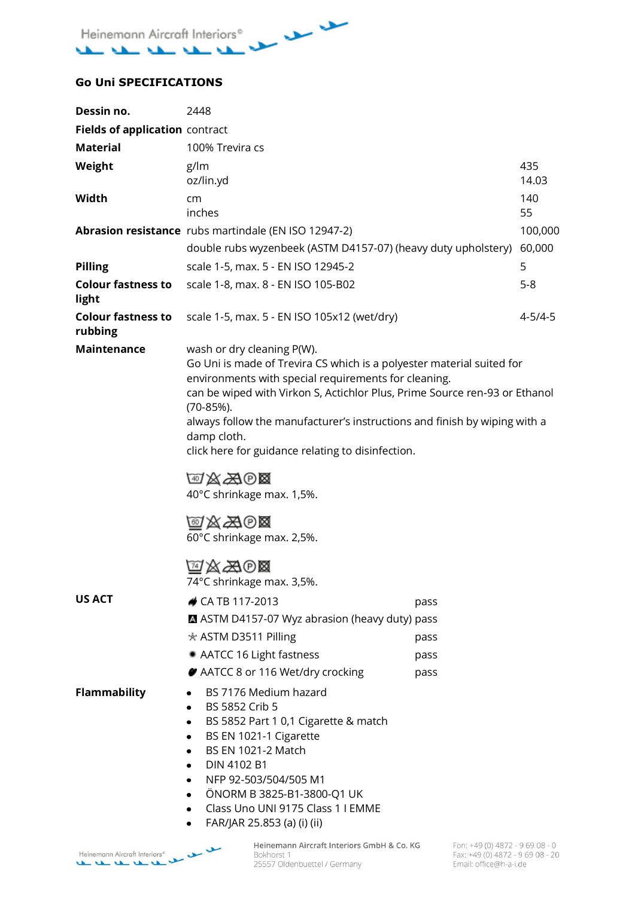## Go Uni SPECIFICATIONS

| | | |
|---|---|---|
| **Dessin no.** | 2448 | |
| **Fields of application** | contract | |
| **Material** | 100% Trevira cs | |
| **Weight** | g/lm<br>oz/lin.yd | 435<br>14.03 |
| **Width** | cm<br>inches | 140<br>55 |
| **Abrasion resistance** | rubs martindale (EN ISO 12947-2) | 100,000 |
| | double rubs wyzenbeek (ASTM D4157-07) (heavy duty upholstery) | 60,000 |
| **Pilling** | scale 1-5, max. 5 - EN ISO 12945-2 | 5 |
| **Colour fastness to light** | scale 1-8, max. 8 - EN ISO 105-B02 | 5-8 |
| **Colour fastness to rubbing** | scale 1-5, max. 5 - EN ISO 105x12 (wet/dry) | 4-5/4-5 |

**Maintenance**

wash or dry cleaning P(W).
Go Uni is made of Trevira CS which is a polyester material suited for environments with special requirements for cleaning.
can be wiped with Virkon S, Actichlor Plus, Prime Source ren-93 or Ethanol (70-85%).
always follow the manufacturer's instructions and finish by wiping with a damp cloth.
click here for guidance relating to disinfection.

40°C shrinkage max. 1,5%.

60°C shrinkage max. 2,5%.

74°C shrinkage max. 3,5%.

**US ACT**

| | |
|---|---|
| CA TB 117-2013 | pass |
| ASTM D4157-07 Wyz abrasion (heavy duty) | pass |
| ASTM D3511 Pilling | pass |
| AATCC 16 Light fastness | pass |
| AATCC 8 or 116 Wet/dry crocking | pass |

**Flammability**

- BS 7176 Medium hazard
- BS 5852 Crib 5
- BS 5852 Part 1 0,1 Cigarette & match
- BS EN 1021-1 Cigarette
- BS EN 1021-2 Match
- DIN 4102 B1
- NFP 92-503/504/505 M1
- ÖNORM B 3825-B1-3800-Q1 UK
- Class Uno UNI 9175 Class 1 I EMME
- FAR/JAR 25.853 (a) (i) (ii)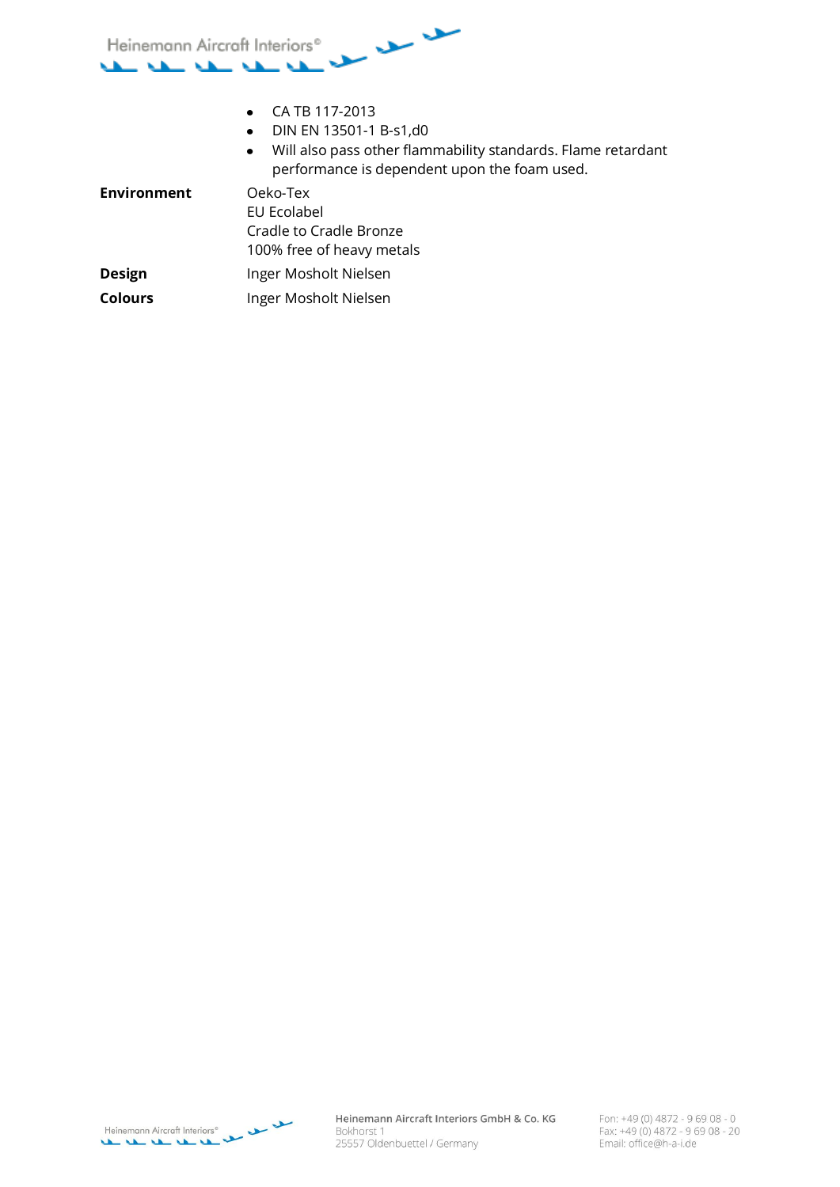- CA TB 117-2013
- DIN EN 13501-1 B-s1,d0
- Will also pass other flammability standards. Flame retardant performance is dependent upon the foam used.

| | |
|---|---|
| **Environment** | Oeko-Tex<br>EU Ecolabel<br>Cradle to Cradle Bronze<br>100% free of heavy metals |
| **Design** | Inger Mosholt Nielsen |
| **Colours** | Inger Mosholt Nielsen |